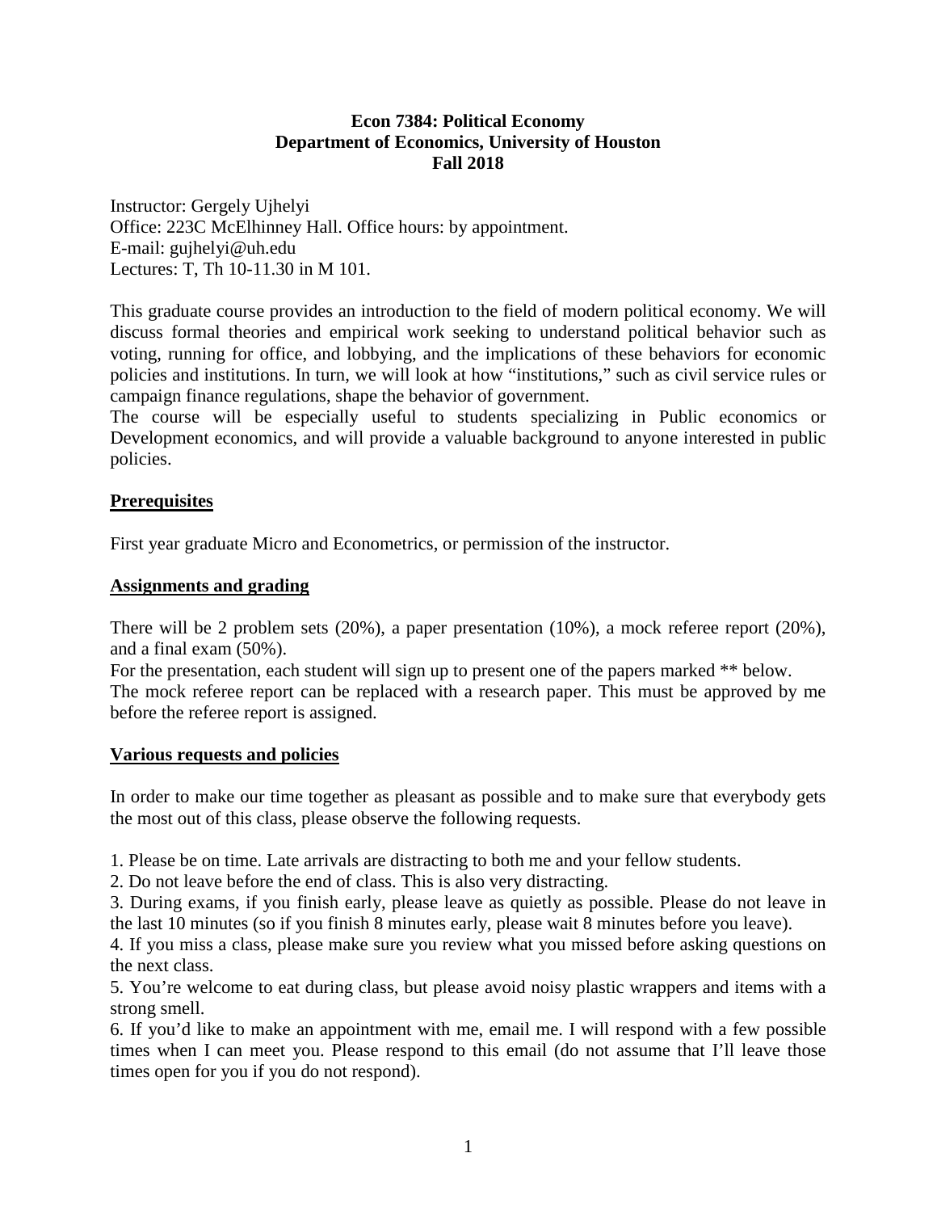**Econ 7384: Political Economy**
**Department of Economics, University of Houston**
**Fall 2018**

Instructor: Gergely Ujhelyi
Office: 223C McElhinney Hall. Office hours: by appointment.
E-mail: gujhelyi@uh.edu
Lectures: T, Th 10-11.30 in M 101.

This graduate course provides an introduction to the field of modern political economy. We will discuss formal theories and empirical work seeking to understand political behavior such as voting, running for office, and lobbying, and the implications of these behaviors for economic policies and institutions. In turn, we will look at how "institutions," such as civil service rules or campaign finance regulations, shape the behavior of government.
The course will be especially useful to students specializing in Public economics or Development economics, and will provide a valuable background to anyone interested in public policies.

## Prerequisites

First year graduate Micro and Econometrics, or permission of the instructor.

## Assignments and grading

There will be 2 problem sets (20%), a paper presentation (10%), a mock referee report (20%), and a final exam (50%).
For the presentation, each student will sign up to present one of the papers marked ** below.
The mock referee report can be replaced with a research paper. This must be approved by me before the referee report is assigned.

## Various requests and policies

In order to make our time together as pleasant as possible and to make sure that everybody gets the most out of this class, please observe the following requests.

1. Please be on time. Late arrivals are distracting to both me and your fellow students.
2. Do not leave before the end of class. This is also very distracting.
3. During exams, if you finish early, please leave as quietly as possible. Please do not leave in the last 10 minutes (so if you finish 8 minutes early, please wait 8 minutes before you leave).
4. If you miss a class, please make sure you review what you missed before asking questions on the next class.
5. You're welcome to eat during class, but please avoid noisy plastic wrappers and items with a strong smell.
6. If you'd like to make an appointment with me, email me. I will respond with a few possible times when I can meet you. Please respond to this email (do not assume that I'll leave those times open for you if you do not respond).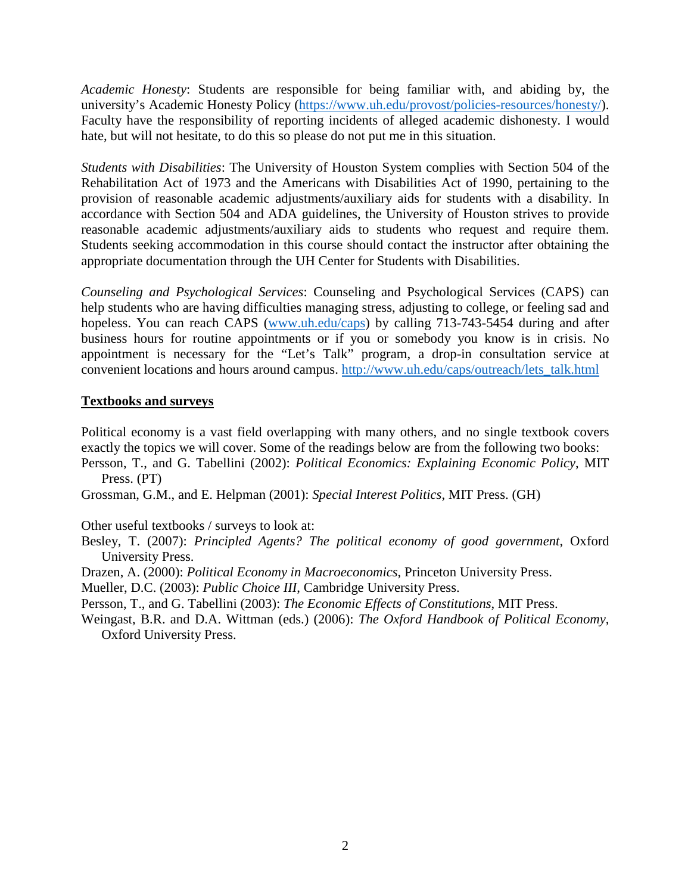*Academic Honesty*: Students are responsible for being familiar with, and abiding by, the university's Academic Honesty Policy (https://www.uh.edu/provost/policies-resources/honesty/). Faculty have the responsibility of reporting incidents of alleged academic dishonesty. I would hate, but will not hesitate, to do this so please do not put me in this situation.

*Students with Disabilities*: The University of Houston System complies with Section 504 of the Rehabilitation Act of 1973 and the Americans with Disabilities Act of 1990, pertaining to the provision of reasonable academic adjustments/auxiliary aids for students with a disability. In accordance with Section 504 and ADA guidelines, the University of Houston strives to provide reasonable academic adjustments/auxiliary aids to students who request and require them. Students seeking accommodation in this course should contact the instructor after obtaining the appropriate documentation through the UH Center for Students with Disabilities.

*Counseling and Psychological Services*: Counseling and Psychological Services (CAPS) can help students who are having difficulties managing stress, adjusting to college, or feeling sad and hopeless. You can reach CAPS (www.uh.edu/caps) by calling 713-743-5454 during and after business hours for routine appointments or if you or somebody you know is in crisis. No appointment is necessary for the "Let's Talk" program, a drop-in consultation service at convenient locations and hours around campus. http://www.uh.edu/caps/outreach/lets_talk.html

## Textbooks and surveys

Political economy is a vast field overlapping with many others, and no single textbook covers exactly the topics we will cover. Some of the readings below are from the following two books:

Persson, T., and G. Tabellini (2002): *Political Economics: Explaining Economic Policy*, MIT Press. (PT)

Grossman, G.M., and E. Helpman (2001): *Special Interest Politics*, MIT Press. (GH)

Other useful textbooks / surveys to look at:

Besley, T. (2007): *Principled Agents? The political economy of good government*, Oxford University Press.

Drazen, A. (2000): *Political Economy in Macroeconomics*, Princeton University Press.

Mueller, D.C. (2003): *Public Choice III*, Cambridge University Press.

Persson, T., and G. Tabellini (2003): *The Economic Effects of Constitutions*, MIT Press.

Weingast, B.R. and D.A. Wittman (eds.) (2006): *The Oxford Handbook of Political Economy*, Oxford University Press.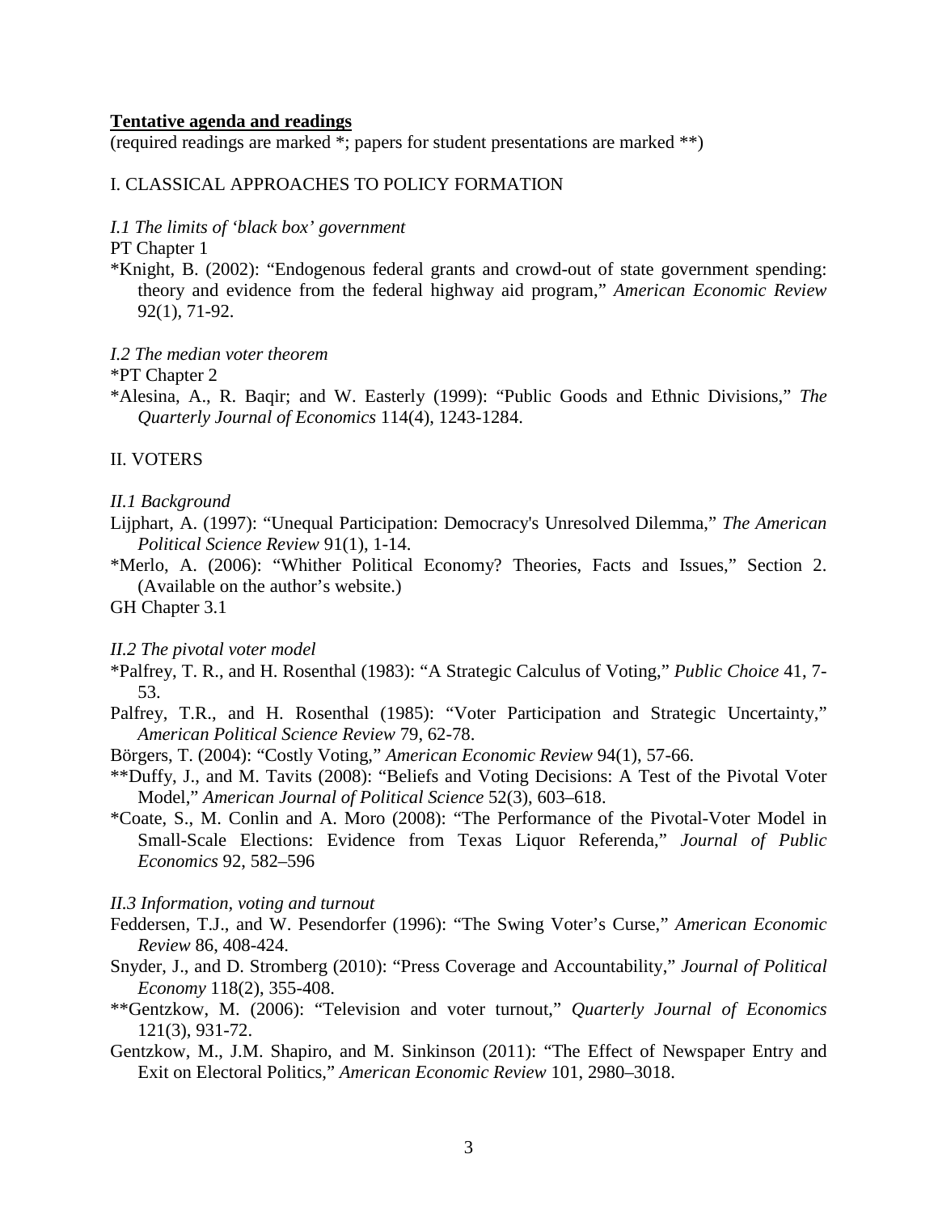**Tentative agenda and readings**

(required readings are marked *; papers for student presentations are marked **)

I. CLASSICAL APPROACHES TO POLICY FORMATION

*I.1 The limits of 'black box' government*

PT Chapter 1

*Knight, B. (2002): "Endogenous federal grants and crowd-out of state government spending: theory and evidence from the federal highway aid program," *American Economic Review* 92(1), 71-92.

*I.2 The median voter theorem*

*PT Chapter 2

*Alesina, A., R. Baqir; and W. Easterly (1999): "Public Goods and Ethnic Divisions," *The Quarterly Journal of Economics* 114(4), 1243-1284.

II. VOTERS

*II.1 Background*

Lijphart, A. (1997): "Unequal Participation: Democracy's Unresolved Dilemma," *The American Political Science Review* 91(1), 1-14.

*Merlo, A. (2006): "Whither Political Economy? Theories, Facts and Issues," Section 2. (Available on the author's website.)

GH Chapter 3.1

*II.2 The pivotal voter model*

*Palfrey, T. R., and H. Rosenthal (1983): "A Strategic Calculus of Voting," *Public Choice* 41, 7-53.

Palfrey, T.R., and H. Rosenthal (1985): "Voter Participation and Strategic Uncertainty," *American Political Science Review* 79, 62-78.

Börgers, T. (2004): "Costly Voting," *American Economic Review* 94(1), 57-66.

**Duffy, J., and M. Tavits (2008): "Beliefs and Voting Decisions: A Test of the Pivotal Voter Model," *American Journal of Political Science* 52(3), 603–618.

*Coate, S., M. Conlin and A. Moro (2008): "The Performance of the Pivotal-Voter Model in Small-Scale Elections: Evidence from Texas Liquor Referenda," *Journal of Public Economics* 92, 582–596

*II.3 Information, voting and turnout*

Feddersen, T.J., and W. Pesendorfer (1996): "The Swing Voter's Curse," *American Economic Review* 86, 408-424.

Snyder, J., and D. Stromberg (2010): "Press Coverage and Accountability," *Journal of Political Economy* 118(2), 355-408.

**Gentzkow, M. (2006): "Television and voter turnout," *Quarterly Journal of Economics* 121(3), 931-72.

Gentzkow, M., J.M. Shapiro, and M. Sinkinson (2011): "The Effect of Newspaper Entry and Exit on Electoral Politics," *American Economic Review* 101, 2980–3018.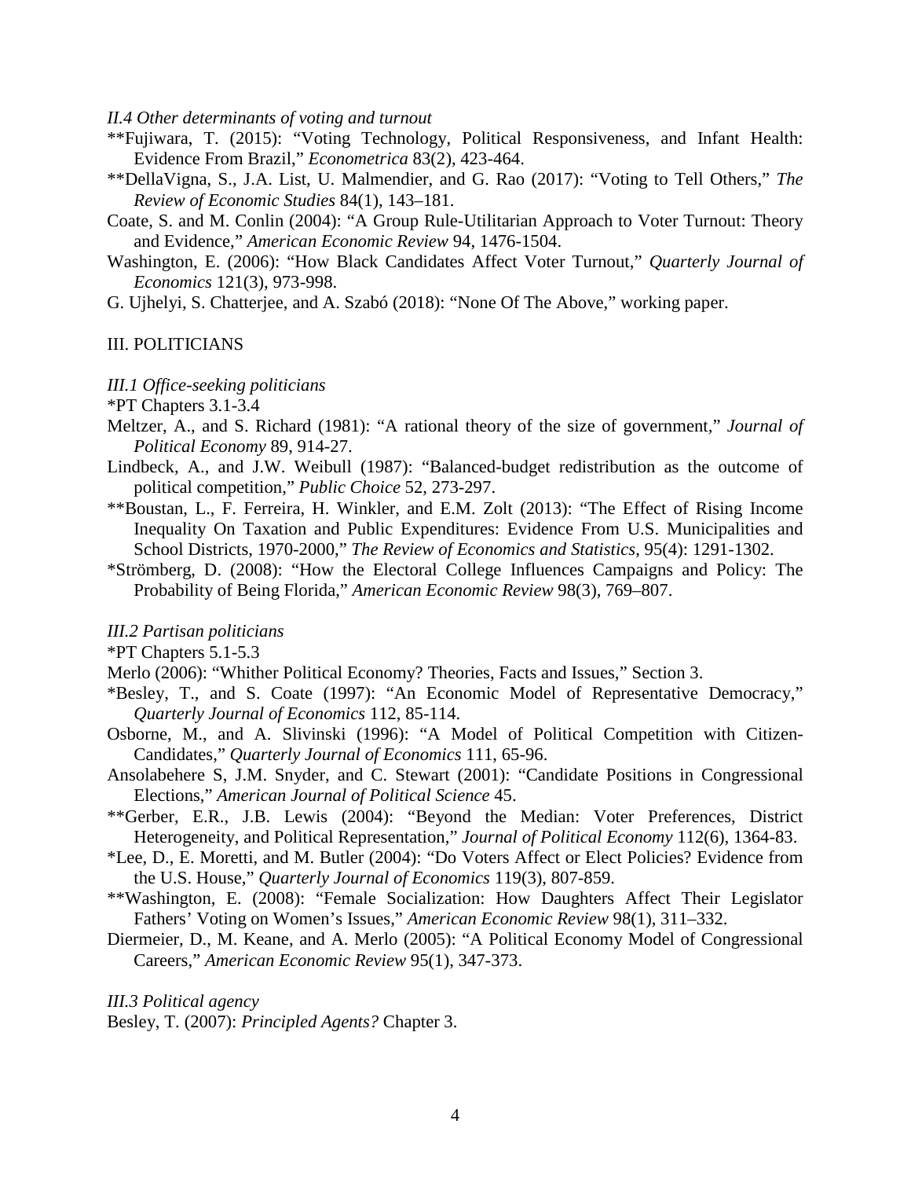*II.4 Other determinants of voting and turnout*

**Fujiwara, T. (2015): "Voting Technology, Political Responsiveness, and Infant Health: Evidence From Brazil," *Econometrica* 83(2), 423-464.

**DellaVigna, S., J.A. List, U. Malmendier, and G. Rao (2017): "Voting to Tell Others," *The Review of Economic Studies* 84(1), 143–181.

Coate, S. and M. Conlin (2004): "A Group Rule-Utilitarian Approach to Voter Turnout: Theory and Evidence," *American Economic Review* 94, 1476-1504.

Washington, E. (2006): "How Black Candidates Affect Voter Turnout," *Quarterly Journal of Economics* 121(3), 973-998.

G. Ujhelyi, S. Chatterjee, and A. Szabó (2018): "None Of The Above," working paper.

III. POLITICIANS

*III.1 Office-seeking politicians*

*PT Chapters 3.1-3.4

Meltzer, A., and S. Richard (1981): "A rational theory of the size of government," *Journal of Political Economy* 89, 914-27.

Lindbeck, A., and J.W. Weibull (1987): "Balanced-budget redistribution as the outcome of political competition," *Public Choice* 52, 273-297.

**Boustan, L., F. Ferreira, H. Winkler, and E.M. Zolt (2013): "The Effect of Rising Income Inequality On Taxation and Public Expenditures: Evidence From U.S. Municipalities and School Districts, 1970-2000," *The Review of Economics and Statistics*, 95(4): 1291-1302.

*Strömberg, D. (2008): "How the Electoral College Influences Campaigns and Policy: The Probability of Being Florida," *American Economic Review* 98(3), 769–807.

*III.2 Partisan politicians*

*PT Chapters 5.1-5.3

Merlo (2006): "Whither Political Economy? Theories, Facts and Issues," Section 3.

*Besley, T., and S. Coate (1997): "An Economic Model of Representative Democracy," *Quarterly Journal of Economics* 112, 85-114.

Osborne, M., and A. Slivinski (1996): "A Model of Political Competition with Citizen-Candidates," *Quarterly Journal of Economics* 111, 65-96.

Ansolabehere S, J.M. Snyder, and C. Stewart (2001): "Candidate Positions in Congressional Elections," *American Journal of Political Science* 45.

**Gerber, E.R., J.B. Lewis (2004): "Beyond the Median: Voter Preferences, District Heterogeneity, and Political Representation," *Journal of Political Economy* 112(6), 1364-83.

*Lee, D., E. Moretti, and M. Butler (2004): "Do Voters Affect or Elect Policies? Evidence from the U.S. House," *Quarterly Journal of Economics* 119(3), 807-859.

**Washington, E. (2008): "Female Socialization: How Daughters Affect Their Legislator Fathers' Voting on Women's Issues," *American Economic Review* 98(1), 311–332.

Diermeier, D., M. Keane, and A. Merlo (2005): "A Political Economy Model of Congressional Careers," *American Economic Review* 95(1), 347-373.

*III.3 Political agency*

Besley, T. (2007): *Principled Agents?* Chapter 3.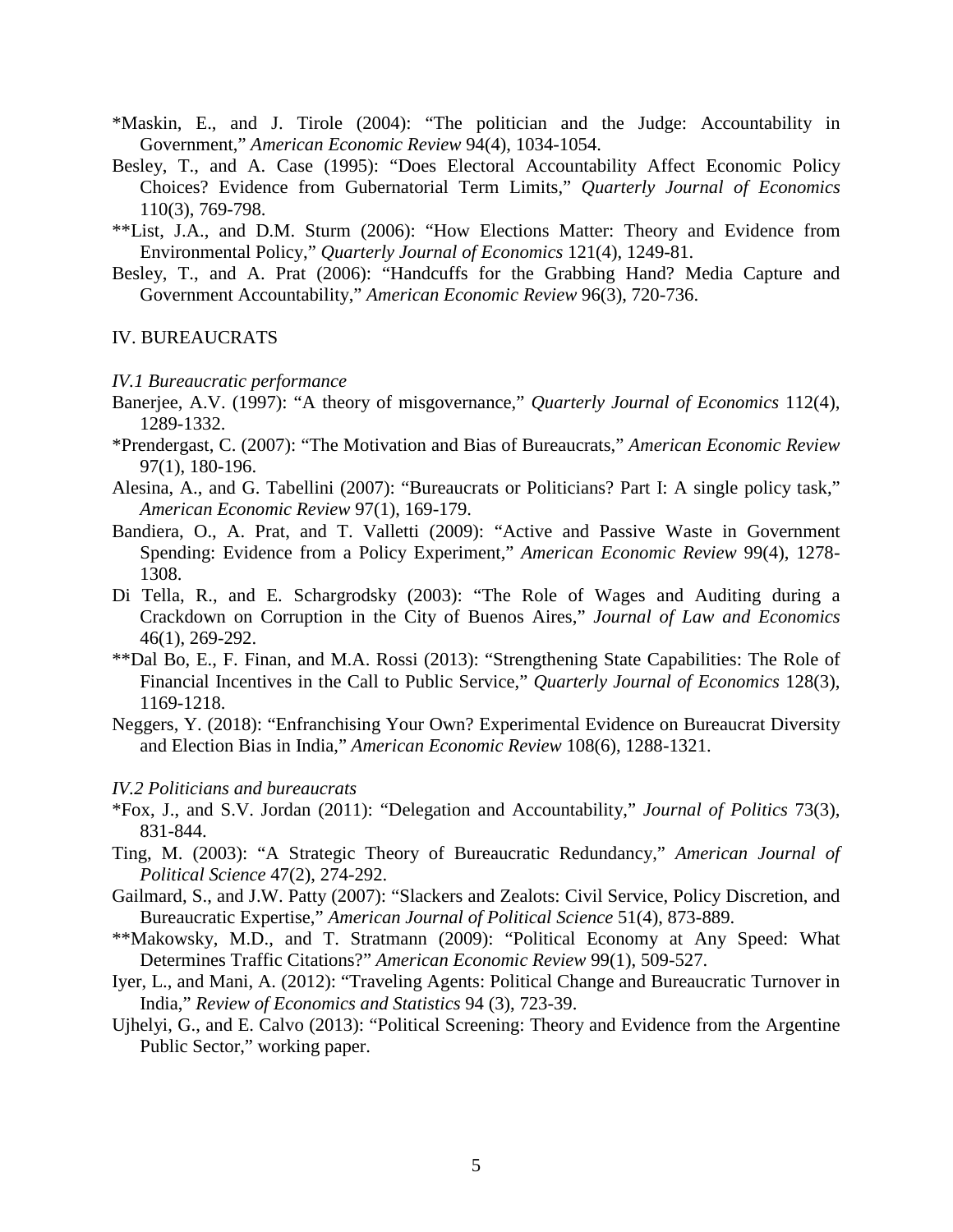*Maskin, E., and J. Tirole (2004): "The politician and the Judge: Accountability in Government," *American Economic Review* 94(4), 1034-1054.

Besley, T., and A. Case (1995): "Does Electoral Accountability Affect Economic Policy Choices? Evidence from Gubernatorial Term Limits," *Quarterly Journal of Economics* 110(3), 769-798.

**List, J.A., and D.M. Sturm (2006): "How Elections Matter: Theory and Evidence from Environmental Policy," *Quarterly Journal of Economics* 121(4), 1249-81.

Besley, T., and A. Prat (2006): "Handcuffs for the Grabbing Hand? Media Capture and Government Accountability," *American Economic Review* 96(3), 720-736.

## IV. BUREAUCRATS

### *IV.1 Bureaucratic performance*

Banerjee, A.V. (1997): "A theory of misgovernance," *Quarterly Journal of Economics* 112(4), 1289-1332.

*Prendergast, C. (2007): "The Motivation and Bias of Bureaucrats," *American Economic Review* 97(1), 180-196.

Alesina, A., and G. Tabellini (2007): "Bureaucrats or Politicians? Part I: A single policy task," *American Economic Review* 97(1), 169-179.

Bandiera, O., A. Prat, and T. Valletti (2009): "Active and Passive Waste in Government Spending: Evidence from a Policy Experiment," *American Economic Review* 99(4), 1278-1308.

Di Tella, R., and E. Schargrodsky (2003): "The Role of Wages and Auditing during a Crackdown on Corruption in the City of Buenos Aires," *Journal of Law and Economics* 46(1), 269-292.

**Dal Bo, E., F. Finan, and M.A. Rossi (2013): "Strengthening State Capabilities: The Role of Financial Incentives in the Call to Public Service," *Quarterly Journal of Economics* 128(3), 1169-1218.

Neggers, Y. (2018): "Enfranchising Your Own? Experimental Evidence on Bureaucrat Diversity and Election Bias in India," *American Economic Review* 108(6), 1288-1321.

### *IV.2 Politicians and bureaucrats*

*Fox, J., and S.V. Jordan (2011): "Delegation and Accountability," *Journal of Politics* 73(3), 831-844.

Ting, M. (2003): "A Strategic Theory of Bureaucratic Redundancy," *American Journal of Political Science* 47(2), 274-292.

Gailmard, S., and J.W. Patty (2007): "Slackers and Zealots: Civil Service, Policy Discretion, and Bureaucratic Expertise," *American Journal of Political Science* 51(4), 873-889.

**Makowsky, M.D., and T. Stratmann (2009): "Political Economy at Any Speed: What Determines Traffic Citations?" *American Economic Review* 99(1), 509-527.

Iyer, L., and Mani, A. (2012): "Traveling Agents: Political Change and Bureaucratic Turnover in India," *Review of Economics and Statistics* 94 (3), 723-39.

Ujhelyi, G., and E. Calvo (2013): "Political Screening: Theory and Evidence from the Argentine Public Sector," working paper.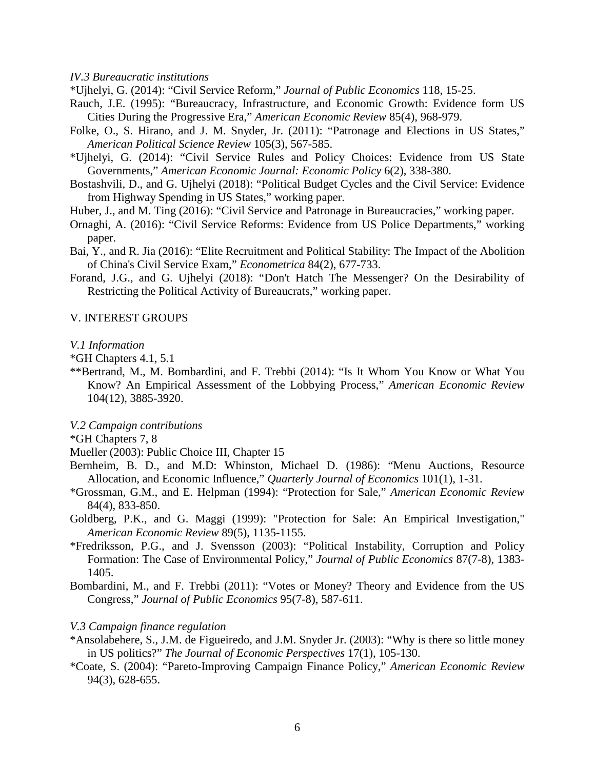*IV.3 Bureaucratic institutions*

*Ujhelyi, G. (2014): "Civil Service Reform," *Journal of Public Economics* 118, 15-25.

Rauch, J.E. (1995): "Bureaucracy, Infrastructure, and Economic Growth: Evidence form US Cities During the Progressive Era," *American Economic Review* 85(4), 968-979.

Folke, O., S. Hirano, and J. M. Snyder, Jr. (2011): "Patronage and Elections in US States," *American Political Science Review* 105(3), 567-585.

*Ujhelyi, G. (2014): "Civil Service Rules and Policy Choices: Evidence from US State Governments," *American Economic Journal: Economic Policy* 6(2), 338-380.

Bostashvili, D., and G. Ujhelyi (2018): "Political Budget Cycles and the Civil Service: Evidence from Highway Spending in US States," working paper.

Huber, J., and M. Ting (2016): "Civil Service and Patronage in Bureaucracies," working paper.

Ornaghi, A. (2016): "Civil Service Reforms: Evidence from US Police Departments," working paper.

Bai, Y., and R. Jia (2016): "Elite Recruitment and Political Stability: The Impact of the Abolition of China's Civil Service Exam," *Econometrica* 84(2), 677-733.

Forand, J.G., and G. Ujhelyi (2018): "Don't Hatch The Messenger? On the Desirability of Restricting the Political Activity of Bureaucrats," working paper.

## V. INTEREST GROUPS

*V.1 Information*

*GH Chapters 4.1, 5.1

**Bertrand, M., M. Bombardini, and F. Trebbi (2014): "Is It Whom You Know or What You Know? An Empirical Assessment of the Lobbying Process," *American Economic Review* 104(12), 3885-3920.

*V.2 Campaign contributions*

*GH Chapters 7, 8

Mueller (2003): Public Choice III, Chapter 15

Bernheim, B. D., and M.D: Whinston, Michael D. (1986): "Menu Auctions, Resource Allocation, and Economic Influence," *Quarterly Journal of Economics* 101(1), 1-31.

*Grossman, G.M., and E. Helpman (1994): "Protection for Sale," *American Economic Review* 84(4), 833-850.

Goldberg, P.K., and G. Maggi (1999): "Protection for Sale: An Empirical Investigation," *American Economic Review* 89(5), 1135-1155.

*Fredriksson, P.G., and J. Svensson (2003): "Political Instability, Corruption and Policy Formation: The Case of Environmental Policy," *Journal of Public Economics* 87(7-8), 1383-1405.

Bombardini, M., and F. Trebbi (2011): "Votes or Money? Theory and Evidence from the US Congress," *Journal of Public Economics* 95(7-8), 587-611.

*V.3 Campaign finance regulation*

*Ansolabehere, S., J.M. de Figueiredo, and J.M. Snyder Jr. (2003): "Why is there so little money in US politics?" *The Journal of Economic Perspectives* 17(1), 105-130.

*Coate, S. (2004): "Pareto-Improving Campaign Finance Policy," *American Economic Review* 94(3), 628-655.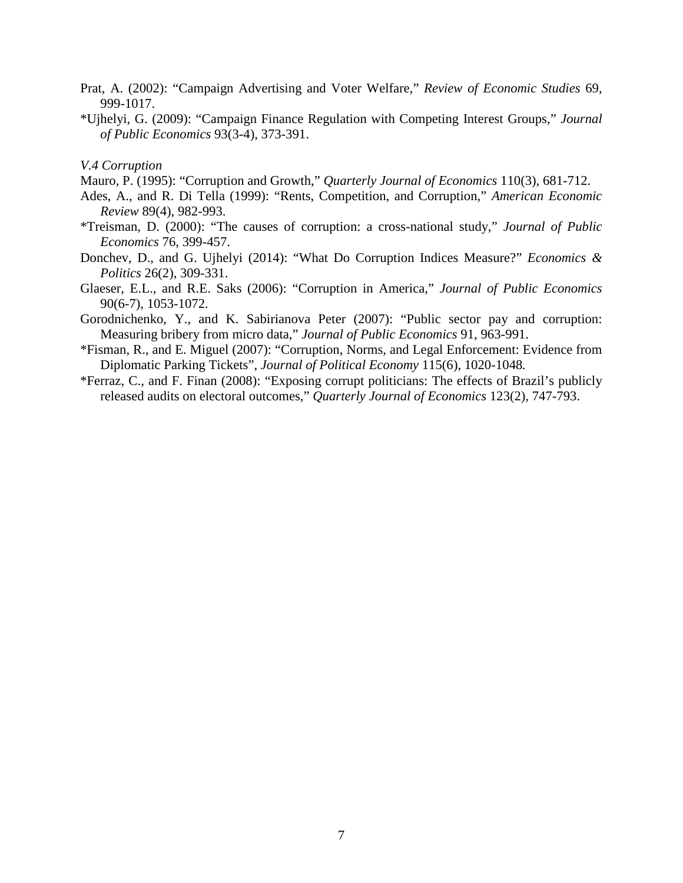Prat, A. (2002): "Campaign Advertising and Voter Welfare," *Review of Economic Studies* 69, 999-1017.

*Ujhelyi, G. (2009): "Campaign Finance Regulation with Competing Interest Groups," *Journal of Public Economics* 93(3-4), 373-391.

*V.4 Corruption*

Mauro, P. (1995): "Corruption and Growth," *Quarterly Journal of Economics* 110(3), 681-712.

Ades, A., and R. Di Tella (1999): "Rents, Competition, and Corruption," *American Economic Review* 89(4), 982-993.

*Treisman, D. (2000): "The causes of corruption: a cross-national study," *Journal of Public Economics* 76, 399-457.

Donchev, D., and G. Ujhelyi (2014): "What Do Corruption Indices Measure?" *Economics & Politics* 26(2), 309-331.

Glaeser, E.L., and R.E. Saks (2006): "Corruption in America," *Journal of Public Economics* 90(6-7), 1053-1072.

Gorodnichenko, Y., and K. Sabirianova Peter (2007): "Public sector pay and corruption: Measuring bribery from micro data," *Journal of Public Economics* 91, 963-991.

*Fisman, R., and E. Miguel (2007): "Corruption, Norms, and Legal Enforcement: Evidence from Diplomatic Parking Tickets", *Journal of Political Economy* 115(6), 1020-1048.

*Ferraz, C., and F. Finan (2008): "Exposing corrupt politicians: The effects of Brazil's publicly released audits on electoral outcomes," *Quarterly Journal of Economics* 123(2), 747-793.